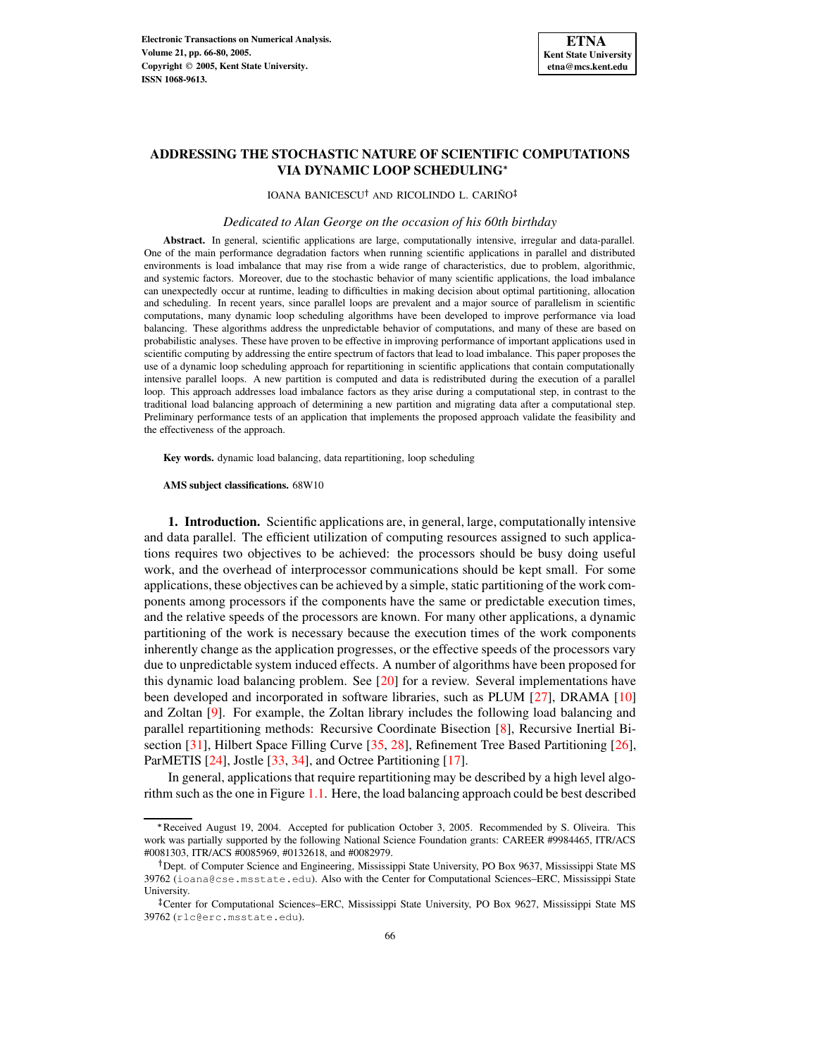# ADDRESSING THE STOCHASTIC NATURE OF SCIENTIFIC COMPUTATIONS VIA DYNAMIC LOOP SCHEDULING*

IOANA BANICESCU† AND RICOLINDO L. CARIÑO‡

*Dedicated to Alan George on the occasion of his 60th birthday*

**Abstract.** In general, scientific applications are large, computationally intensive, irregular and data-parallel. One of the main performance degradation factors when running scientific applications in parallel and distributed environments is load imbalance that may rise from a wide range of characteristics, due to problem, algorithmic, and systemic factors. Moreover, due to the stochastic behavior of many scientific applications, the load imbalance can unexpectedly occur at runtime, leading to difficulties in making decision about optimal partitioning, allocation and scheduling. In recent years, since parallel loops are prevalent and a major source of parallelism in scientific computations, many dynamic loop scheduling algorithms have been developed to improve performance via load balancing. These algorithms address the unpredictable behavior of computations, and many of these are based on probabilistic analyses. These have proven to be effective in improving performance of important applications used in scientific computing by addressing the entire spectrum of factors that lead to load imbalance. This paper proposes the use of a dynamic loop scheduling approach for repartitioning in scientific applications that contain computationally intensive parallel loops. A new partition is computed and data is redistributed during the execution of a parallel loop. This approach addresses load imbalance factors as they arise during a computational step, in contrast to the traditional load balancing approach of determining a new partition and migrating data after a computational step. Preliminary performance tests of an application that implements the proposed approach validate the feasibility and the effectiveness of the approach.

**Key words.** dynamic load balancing, data repartitioning, loop scheduling

**AMS subject classifications.** 68W10

## 1. Introduction.

Scientific applications are, in general, large, computationally intensive and data parallel. The efficient utilization of computing resources assigned to such applications requires two objectives to be achieved: the processors should be busy doing useful work, and the overhead of interprocessor communications should be kept small. For some applications, these objectives can be achieved by a simple, static partitioning of the work components among processors if the components have the same or predictable execution times, and the relative speeds of the processors are known. For many other applications, a dynamic partitioning of the work is necessary because the execution times of the work components inherently change as the application progresses, or the effective speeds of the processors vary due to unpredictable system induced effects. A number of algorithms have been proposed for this dynamic load balancing problem. See [20] for a review. Several implementations have been developed and incorporated in software libraries, such as PLUM [27], DRAMA [10] and Zoltan [9]. For example, the Zoltan library includes the following load balancing and parallel repartitioning methods: Recursive Coordinate Bisection [8], Recursive Inertial Bisection [31], Hilbert Space Filling Curve [35, 28], Refinement Tree Based Partitioning [26], ParMETIS [24], Jostle [33, 34], and Octree Partitioning [17].

In general, applications that require repartitioning may be described by a high level algorithm such as the one in Figure 1.1. Here, the load balancing approach could be best described

---

*Received August 19, 2004. Accepted for publication October 3, 2005. Recommended by S. Oliveira. This work was partially supported by the following National Science Foundation grants: CAREER #9984465, ITR/ACS #0081303, ITR/ACS #0085969, #0132618, and #0082979.

†Dept. of Computer Science and Engineering, Mississippi State University, PO Box 9637, Mississippi State MS 39762 (ioana@cse.msstate.edu). Also with the Center for Computational Sciences–ERC, Mississippi State University.

‡Center for Computational Sciences–ERC, Mississippi State University, PO Box 9627, Mississippi State MS 39762 (rlc@erc.msstate.edu).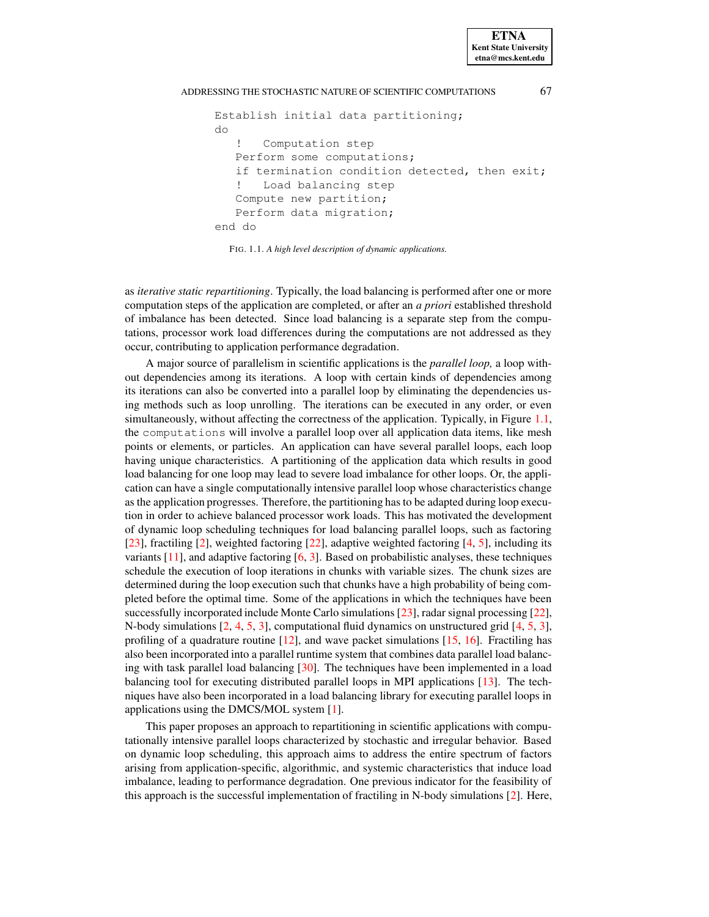```
Establish initial data partitioning;
do
   !   Computation step
   Perform some computations;
   if termination condition detected, then exit;
   !   Load balancing step
   Compute new partition;
   Perform data migration;
end do
```

FIG. 1.1. *A high level description of dynamic applications.*

as *iterative static repartitioning*. Typically, the load balancing is performed after one or more computation steps of the application are completed, or after an *a priori* established threshold of imbalance has been detected. Since load balancing is a separate step from the computations, processor work load differences during the computations are not addressed as they occur, contributing to application performance degradation.

A major source of parallelism in scientific applications is the *parallel loop,* a loop without dependencies among its iterations. A loop with certain kinds of dependencies among its iterations can also be converted into a parallel loop by eliminating the dependencies using methods such as loop unrolling. The iterations can be executed in any order, or even simultaneously, without affecting the correctness of the application. Typically, in Figure 1.1, the `computations` will involve a parallel loop over all application data items, like mesh points or elements, or particles. An application can have several parallel loops, each loop having unique characteristics. A partitioning of the application data which results in good load balancing for one loop may lead to severe load imbalance for other loops. Or, the application can have a single computationally intensive parallel loop whose characteristics change as the application progresses. Therefore, the partitioning has to be adapted during loop execution in order to achieve balanced processor work loads. This has motivated the development of dynamic loop scheduling techniques for load balancing parallel loops, such as factoring [23], fractiling [2], weighted factoring [22], adaptive weighted factoring [4, 5], including its variants [11], and adaptive factoring [6, 3]. Based on probabilistic analyses, these techniques schedule the execution of loop iterations in chunks with variable sizes. The chunk sizes are determined during the loop execution such that chunks have a high probability of being completed before the optimal time. Some of the applications in which the techniques have been successfully incorporated include Monte Carlo simulations [23], radar signal processing [22], N-body simulations [2, 4, 5, 3], computational fluid dynamics on unstructured grid [4, 5, 3], profiling of a quadrature routine [12], and wave packet simulations [15, 16]. Fractiling has also been incorporated into a parallel runtime system that combines data parallel load balancing with task parallel load balancing [30]. The techniques have been implemented in a load balancing tool for executing distributed parallel loops in MPI applications [13]. The techniques have also been incorporated in a load balancing library for executing parallel loops in applications using the DMCS/MOL system [1].

This paper proposes an approach to repartitioning in scientific applications with computationally intensive parallel loops characterized by stochastic and irregular behavior. Based on dynamic loop scheduling, this approach aims to address the entire spectrum of factors arising from application-specific, algorithmic, and systemic characteristics that induce load imbalance, leading to performance degradation. One previous indicator for the feasibility of this approach is the successful implementation of fractiling in N-body simulations [2]. Here,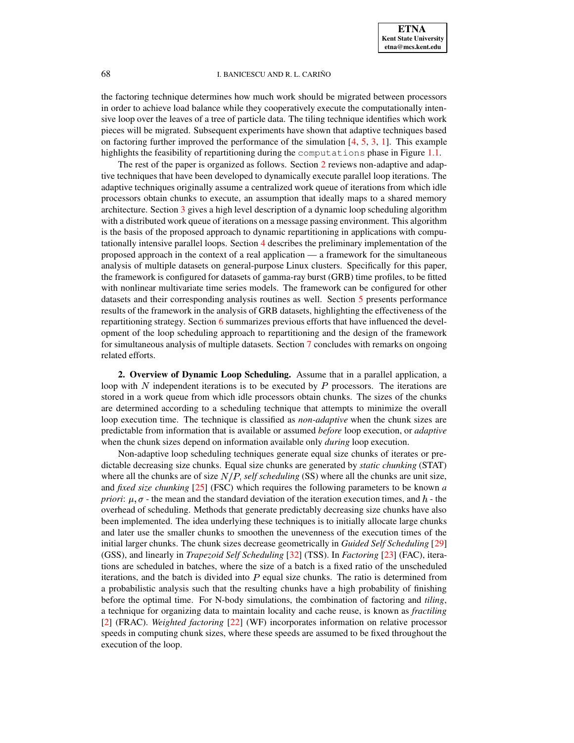the factoring technique determines how much work should be migrated between processors in order to achieve load balance while they cooperatively execute the computationally intensive loop over the leaves of a tree of particle data. The tiling technique identifies which work pieces will be migrated. Subsequent experiments have shown that adaptive techniques based on factoring further improved the performance of the simulation [4, 5, 3, 1]. This example highlights the feasibility of repartitioning during the `computations` phase in Figure 1.1.

The rest of the paper is organized as follows. Section 2 reviews non-adaptive and adaptive techniques that have been developed to dynamically execute parallel loop iterations. The adaptive techniques originally assume a centralized work queue of iterations from which idle processors obtain chunks to execute, an assumption that ideally maps to a shared memory architecture. Section 3 gives a high level description of a dynamic loop scheduling algorithm with a distributed work queue of iterations on a message passing environment. This algorithm is the basis of the proposed approach to dynamic repartitioning in applications with computationally intensive parallel loops. Section 4 describes the preliminary implementation of the proposed approach in the context of a real application — a framework for the simultaneous analysis of multiple datasets on general-purpose Linux clusters. Specifically for this paper, the framework is configured for datasets of gamma-ray burst (GRB) time profiles, to be fitted with nonlinear multivariate time series models. The framework can be configured for other datasets and their corresponding analysis routines as well. Section 5 presents performance results of the framework in the analysis of GRB datasets, highlighting the effectiveness of the repartitioning strategy. Section 6 summarizes previous efforts that have influenced the development of the loop scheduling approach to repartitioning and the design of the framework for simultaneous analysis of multiple datasets. Section 7 concludes with remarks on ongoing related efforts.

**2. Overview of Dynamic Loop Scheduling.** Assume that in a parallel application, a loop with $N$ independent iterations is to be executed by $P$ processors. The iterations are stored in a work queue from which idle processors obtain chunks. The sizes of the chunks are determined according to a scheduling technique that attempts to minimize the overall loop execution time. The technique is classified as *non-adaptive* when the chunk sizes are predictable from information that is available or assumed *before* loop execution, or *adaptive* when the chunk sizes depend on information available only *during* loop execution.

Non-adaptive loop scheduling techniques generate equal size chunks of iterates or predictable decreasing size chunks. Equal size chunks are generated by *static chunking* (STAT) where all the chunks are of size $N/P$, *self scheduling* (SS) where all the chunks are unit size, and *fixed size chunking* [25] (FSC) which requires the following parameters to be known *a priori*: $\mu, \sigma$ - the mean and the standard deviation of the iteration execution times, and $h$ - the overhead of scheduling. Methods that generate predictably decreasing size chunks have also been implemented. The idea underlying these techniques is to initially allocate large chunks and later use the smaller chunks to smoothen the unevenness of the execution times of the initial larger chunks. The chunk sizes decrease geometrically in *Guided Self Scheduling* [29] (GSS), and linearly in *Trapezoid Self Scheduling* [32] (TSS). In *Factoring* [23] (FAC), iterations are scheduled in batches, where the size of a batch is a fixed ratio of the unscheduled iterations, and the batch is divided into $P$ equal size chunks. The ratio is determined from a probabilistic analysis such that the resulting chunks have a high probability of finishing before the optimal time. For N-body simulations, the combination of factoring and *tiling*, a technique for organizing data to maintain locality and cache reuse, is known as *fractiling* [2] (FRAC). *Weighted factoring* [22] (WF) incorporates information on relative processor speeds in computing chunk sizes, where these speeds are assumed to be fixed throughout the execution of the loop.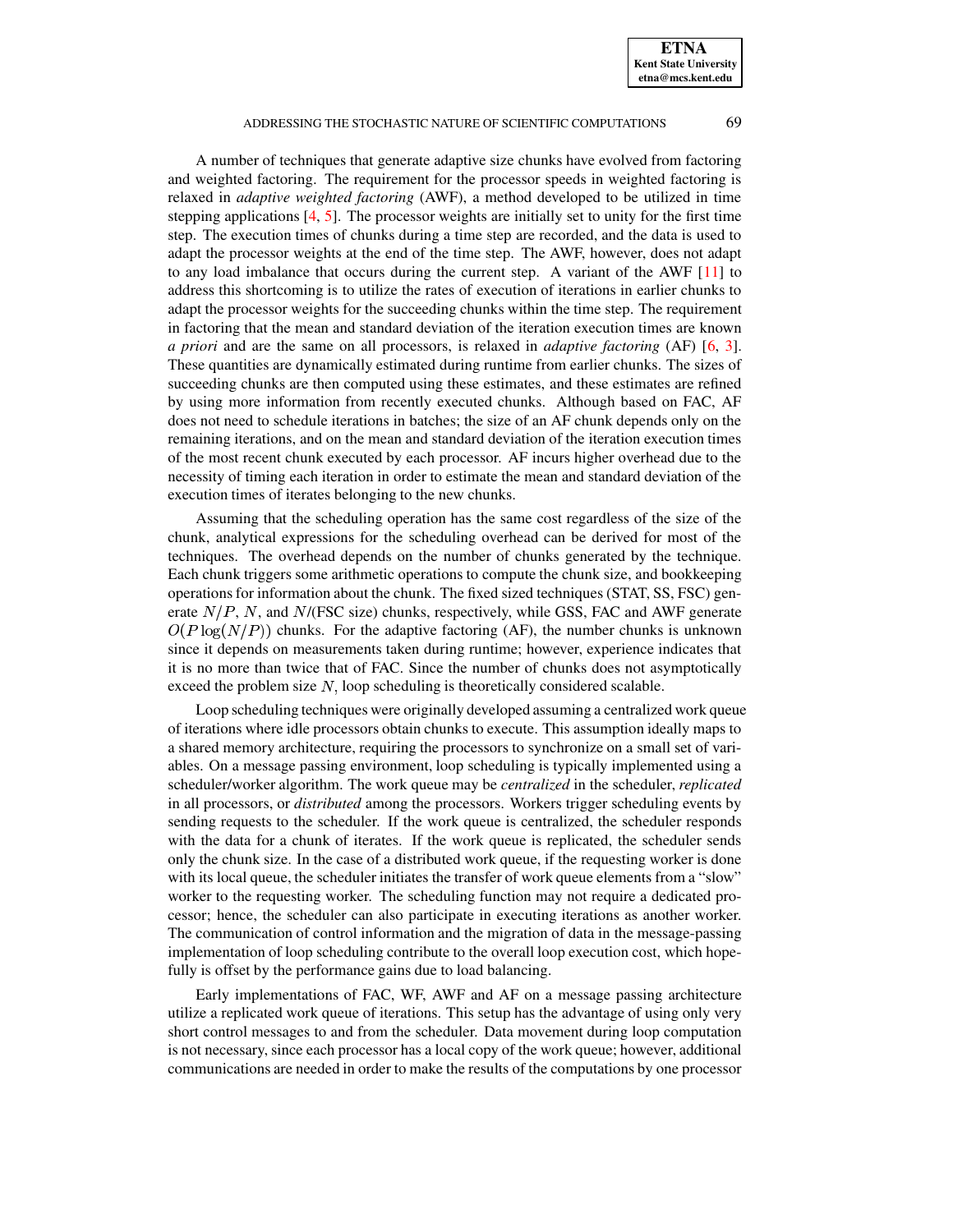A number of techniques that generate adaptive size chunks have evolved from factoring and weighted factoring. The requirement for the processor speeds in weighted factoring is relaxed in *adaptive weighted factoring* (AWF), a method developed to be utilized in time stepping applications [4, 5]. The processor weights are initially set to unity for the first time step. The execution times of chunks during a time step are recorded, and the data is used to adapt the processor weights at the end of the time step. The AWF, however, does not adapt to any load imbalance that occurs during the current step. A variant of the AWF [11] to address this shortcoming is to utilize the rates of execution of iterations in earlier chunks to adapt the processor weights for the succeeding chunks within the time step. The requirement in factoring that the mean and standard deviation of the iteration execution times are known *a priori* and are the same on all processors, is relaxed in *adaptive factoring* (AF) [6, 3]. These quantities are dynamically estimated during runtime from earlier chunks. The sizes of succeeding chunks are then computed using these estimates, and these estimates are refined by using more information from recently executed chunks. Although based on FAC, AF does not need to schedule iterations in batches; the size of an AF chunk depends only on the remaining iterations, and on the mean and standard deviation of the iteration execution times of the most recent chunk executed by each processor. AF incurs higher overhead due to the necessity of timing each iteration in order to estimate the mean and standard deviation of the execution times of iterates belonging to the new chunks.

Assuming that the scheduling operation has the same cost regardless of the size of the chunk, analytical expressions for the scheduling overhead can be derived for most of the techniques. The overhead depends on the number of chunks generated by the technique. Each chunk triggers some arithmetic operations to compute the chunk size, and bookkeeping operations for information about the chunk. The fixed sized techniques (STAT, SS, FSC) generate $N/P$, $N$, and $N$/(FSC size) chunks, respectively, while GSS, FAC and AWF generate $O(P\log(N/P))$ chunks. For the adaptive factoring (AF), the number chunks is unknown since it depends on measurements taken during runtime; however, experience indicates that it is no more than twice that of FAC. Since the number of chunks does not asymptotically exceed the problem size $N$, loop scheduling is theoretically considered scalable.

Loop scheduling techniques were originally developed assuming a centralized work queue of iterations where idle processors obtain chunks to execute. This assumption ideally maps to a shared memory architecture, requiring the processors to synchronize on a small set of variables. On a message passing environment, loop scheduling is typically implemented using a scheduler/worker algorithm. The work queue may be *centralized* in the scheduler, *replicated* in all processors, or *distributed* among the processors. Workers trigger scheduling events by sending requests to the scheduler. If the work queue is centralized, the scheduler responds with the data for a chunk of iterates. If the work queue is replicated, the scheduler sends only the chunk size. In the case of a distributed work queue, if the requesting worker is done with its local queue, the scheduler initiates the transfer of work queue elements from a "slow" worker to the requesting worker. The scheduling function may not require a dedicated processor; hence, the scheduler can also participate in executing iterations as another worker. The communication of control information and the migration of data in the message-passing implementation of loop scheduling contribute to the overall loop execution cost, which hopefully is offset by the performance gains due to load balancing.

Early implementations of FAC, WF, AWF and AF on a message passing architecture utilize a replicated work queue of iterations. This setup has the advantage of using only very short control messages to and from the scheduler. Data movement during loop computation is not necessary, since each processor has a local copy of the work queue; however, additional communications are needed in order to make the results of the computations by one processor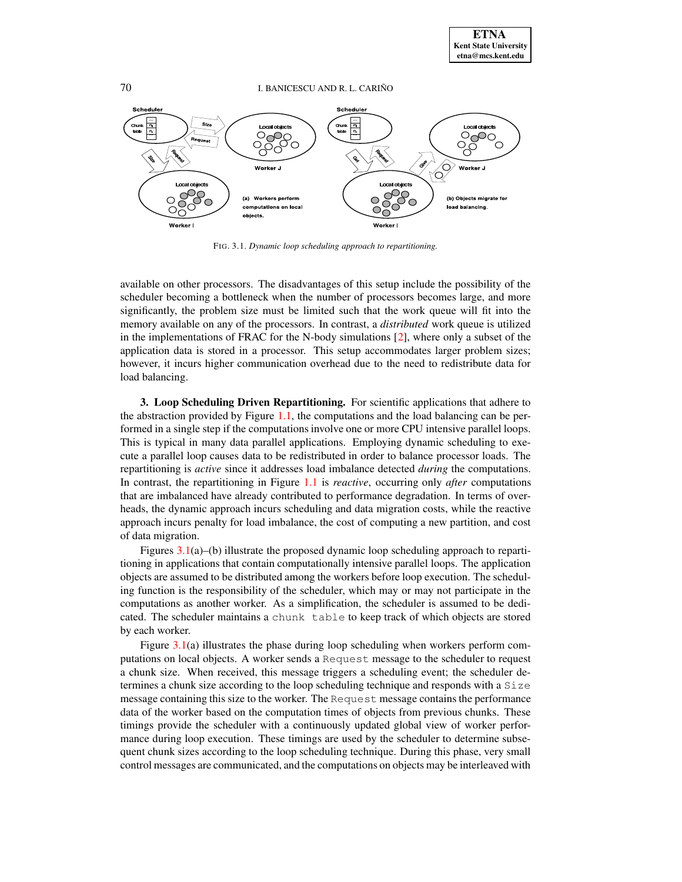FIG. 3.1. *Dynamic loop scheduling approach to repartitioning.*

available on other processors. The disadvantages of this setup include the possibility of the scheduler becoming a bottleneck when the number of processors becomes large, and more significantly, the problem size must be limited such that the work queue will fit into the memory available on any of the processors. In contrast, a *distributed* work queue is utilized in the implementations of FRAC for the N-body simulations [2], where only a subset of the application data is stored in a processor. This setup accommodates larger problem sizes; however, it incurs higher communication overhead due to the need to redistribute data for load balancing.

## 3. Loop Scheduling Driven Repartitioning.

For scientific applications that adhere to the abstraction provided by Figure 1.1, the computations and the load balancing can be performed in a single step if the computations involve one or more CPU intensive parallel loops. This is typical in many data parallel applications. Employing dynamic scheduling to execute a parallel loop causes data to be redistributed in order to balance processor loads. The repartitioning is *active* since it addresses load imbalance detected *during* the computations. In contrast, the repartitioning in Figure 1.1 is *reactive*, occurring only *after* computations that are imbalanced have already contributed to performance degradation. In terms of overheads, the dynamic approach incurs scheduling and data migration costs, while the reactive approach incurs penalty for load imbalance, the cost of computing a new partition, and cost of data migration.

Figures 3.1(a)–(b) illustrate the proposed dynamic loop scheduling approach to repartitioning in applications that contain computationally intensive parallel loops. The application objects are assumed to be distributed among the workers before loop execution. The scheduling function is the responsibility of the scheduler, which may or may not participate in the computations as another worker. As a simplification, the scheduler is assumed to be dedicated. The scheduler maintains a `chunk table` to keep track of which objects are stored by each worker.

Figure 3.1(a) illustrates the phase during loop scheduling when workers perform computations on local objects. A worker sends a `Request` message to the scheduler to request a chunk size. When received, this message triggers a scheduling event; the scheduler determines a chunk size according to the loop scheduling technique and responds with a `Size` message containing this size to the worker. The `Request` message contains the performance data of the worker based on the computation times of objects from previous chunks. These timings provide the scheduler with a continuously updated global view of worker performance during loop execution. These timings are used by the scheduler to determine subsequent chunk sizes according to the loop scheduling technique. During this phase, very small control messages are communicated, and the computations on objects may be interleaved with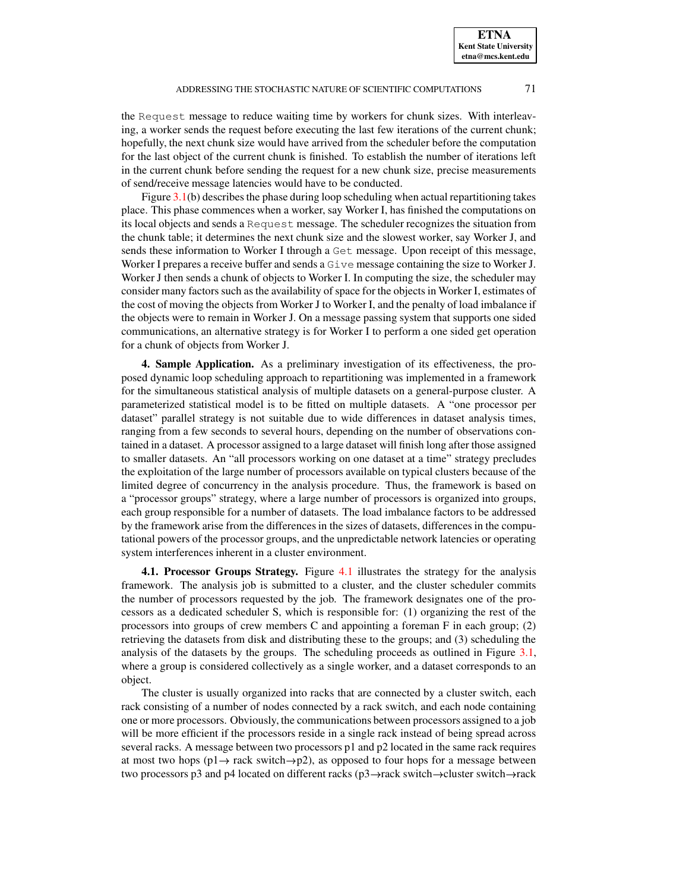the `Request` message to reduce waiting time by workers for chunk sizes. With interleaving, a worker sends the request before executing the last few iterations of the current chunk; hopefully, the next chunk size would have arrived from the scheduler before the computation for the last object of the current chunk is finished. To establish the number of iterations left in the current chunk before sending the request for a new chunk size, precise measurements of send/receive message latencies would have to be conducted.

Figure 3.1(b) describes the phase during loop scheduling when actual repartitioning takes place. This phase commences when a worker, say Worker I, has finished the computations on its local objects and sends a `Request` message. The scheduler recognizes the situation from the chunk table; it determines the next chunk size and the slowest worker, say Worker J, and sends these information to Worker I through a `Get` message. Upon receipt of this message, Worker I prepares a receive buffer and sends a `Give` message containing the size to Worker J. Worker J then sends a chunk of objects to Worker I. In computing the size, the scheduler may consider many factors such as the availability of space for the objects in Worker I, estimates of the cost of moving the objects from Worker J to Worker I, and the penalty of load imbalance if the objects were to remain in Worker J. On a message passing system that supports one sided communications, an alternative strategy is for Worker I to perform a one sided get operation for a chunk of objects from Worker J.

**4. Sample Application.** As a preliminary investigation of its effectiveness, the proposed dynamic loop scheduling approach to repartitioning was implemented in a framework for the simultaneous statistical analysis of multiple datasets on a general-purpose cluster. A parameterized statistical model is to be fitted on multiple datasets. A "one processor per dataset" parallel strategy is not suitable due to wide differences in dataset analysis times, ranging from a few seconds to several hours, depending on the number of observations contained in a dataset. A processor assigned to a large dataset will finish long after those assigned to smaller datasets. An "all processors working on one dataset at a time" strategy precludes the exploitation of the large number of processors available on typical clusters because of the limited degree of concurrency in the analysis procedure. Thus, the framework is based on a "processor groups" strategy, where a large number of processors is organized into groups, each group responsible for a number of datasets. The load imbalance factors to be addressed by the framework arise from the differences in the sizes of datasets, differences in the computational powers of the processor groups, and the unpredictable network latencies or operating system interferences inherent in a cluster environment.

**4.1. Processor Groups Strategy.** Figure 4.1 illustrates the strategy for the analysis framework. The analysis job is submitted to a cluster, and the cluster scheduler commits the number of processors requested by the job. The framework designates one of the processors as a dedicated scheduler S, which is responsible for: (1) organizing the rest of the processors into groups of crew members C and appointing a foreman F in each group; (2) retrieving the datasets from disk and distributing these to the groups; and (3) scheduling the analysis of the datasets by the groups. The scheduling proceeds as outlined in Figure 3.1, where a group is considered collectively as a single worker, and a dataset corresponds to an object.

The cluster is usually organized into racks that are connected by a cluster switch, each rack consisting of a number of nodes connected by a rack switch, and each node containing one or more processors. Obviously, the communications between processors assigned to a job will be more efficient if the processors reside in a single rack instead of being spread across several racks. A message between two processors p1 and p2 located in the same rack requires at most two hops (p1→ rack switch→p2), as opposed to four hops for a message between two processors p3 and p4 located on different racks (p3→rack switch→cluster switch→rack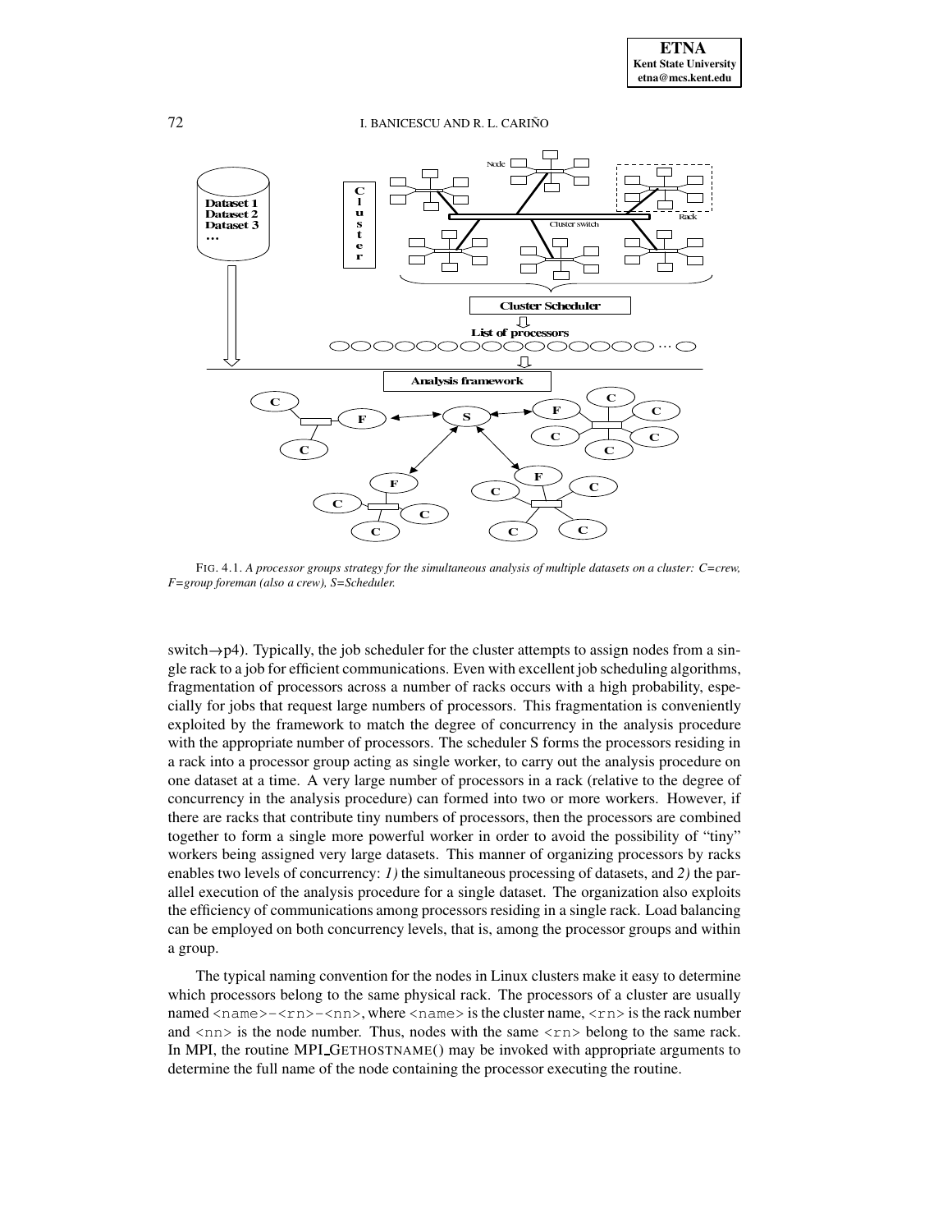FIG. 4.1. *A processor groups strategy for the simultaneous analysis of multiple datasets on a cluster: C=crew, F=group foreman (also a crew), S=Scheduler.*

switch→p4). Typically, the job scheduler for the cluster attempts to assign nodes from a single rack to a job for efficient communications. Even with excellent job scheduling algorithms, fragmentation of processors across a number of racks occurs with a high probability, especially for jobs that request large numbers of processors. This fragmentation is conveniently exploited by the framework to match the degree of concurrency in the analysis procedure with the appropriate number of processors. The scheduler S forms the processors residing in a rack into a processor group acting as single worker, to carry out the analysis procedure on one dataset at a time. A very large number of processors in a rack (relative to the degree of concurrency in the analysis procedure) can formed into two or more workers. However, if there are racks that contribute tiny numbers of processors, then the processors are combined together to form a single more powerful worker in order to avoid the possibility of "tiny" workers being assigned very large datasets. This manner of organizing processors by racks enables two levels of concurrency: *1)* the simultaneous processing of datasets, and *2)* the parallel execution of the analysis procedure for a single dataset. The organization also exploits the efficiency of communications among processors residing in a single rack. Load balancing can be employed on both concurrency levels, that is, among the processor groups and within a group.

The typical naming convention for the nodes in Linux clusters make it easy to determine which processors belong to the same physical rack. The processors of a cluster are usually named `<name>-<rn>-<nn>`, where `<name>` is the cluster name, `<rn>` is the rack number and `<nn>` is the node number. Thus, nodes with the same `<rn>` belong to the same rack. In MPI, the routine MPI_GETHOSTNAME() may be invoked with appropriate arguments to determine the full name of the node containing the processor executing the routine.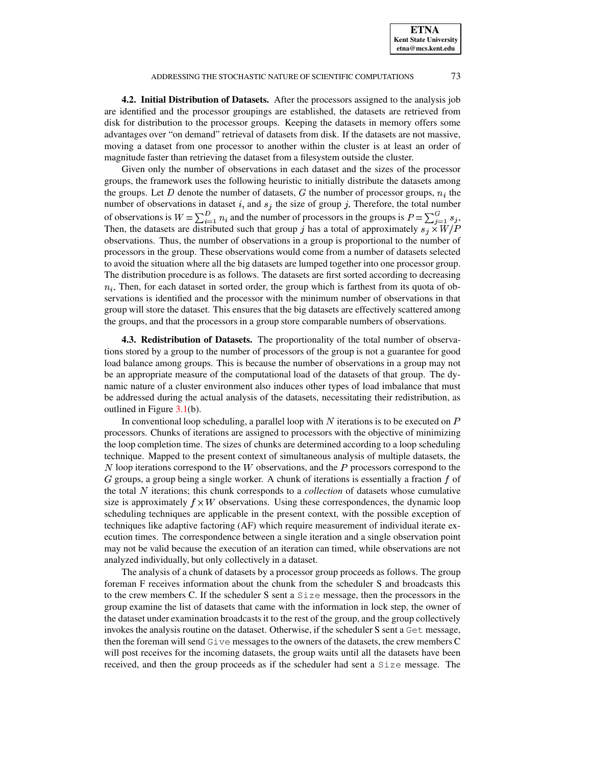**4.2. Initial Distribution of Datasets.** After the processors assigned to the analysis job are identified and the processor groupings are established, the datasets are retrieved from disk for distribution to the processor groups. Keeping the datasets in memory offers some advantages over "on demand" retrieval of datasets from disk. If the datasets are not massive, moving a dataset from one processor to another within the cluster is at least an order of magnitude faster than retrieving the dataset from a filesystem outside the cluster.

Given only the number of observations in each dataset and the sizes of the processor groups, the framework uses the following heuristic to initially distribute the datasets among the groups. Let $D$ denote the number of datasets, $G$ the number of processor groups, $n_i$ the number of observations in dataset $i$, and $s_j$ the size of group $j$. Therefore, the total number of observations is $W = \sum_{i=1}^{D} n_i$ and the number of processors in the groups is $P = \sum_{j=1}^{G} s_j$. Then, the datasets are distributed such that group $j$ has a total of approximately $s_j \times W/P$ observations. Thus, the number of observations in a group is proportional to the number of processors in the group. These observations would come from a number of datasets selected to avoid the situation where all the big datasets are lumped together into one processor group. The distribution procedure is as follows. The datasets are first sorted according to decreasing $n_i$. Then, for each dataset in sorted order, the group which is farthest from its quota of observations is identified and the processor with the minimum number of observations in that group will store the dataset. This ensures that the big datasets are effectively scattered among the groups, and that the processors in a group store comparable numbers of observations.

**4.3. Redistribution of Datasets.** The proportionality of the total number of observations stored by a group to the number of processors of the group is not a guarantee for good load balance among groups. This is because the number of observations in a group may not be an appropriate measure of the computational load of the datasets of that group. The dynamic nature of a cluster environment also induces other types of load imbalance that must be addressed during the actual analysis of the datasets, necessitating their redistribution, as outlined in Figure 3.1(b).

In conventional loop scheduling, a parallel loop with $N$ iterations is to be executed on $P$ processors. Chunks of iterations are assigned to processors with the objective of minimizing the loop completion time. The sizes of chunks are determined according to a loop scheduling technique. Mapped to the present context of simultaneous analysis of multiple datasets, the $N$ loop iterations correspond to the $W$ observations, and the $P$ processors correspond to the $G$ groups, a group being a single worker. A chunk of iterations is essentially a fraction $f$ of the total $N$ iterations; this chunk corresponds to a *collection* of datasets whose cumulative size is approximately $f \times W$ observations. Using these correspondences, the dynamic loop scheduling techniques are applicable in the present context, with the possible exception of techniques like adaptive factoring (AF) which require measurement of individual iterate execution times. The correspondence between a single iteration and a single observation point may not be valid because the execution of an iteration can timed, while observations are not analyzed individually, but only collectively in a dataset.

The analysis of a chunk of datasets by a processor group proceeds as follows. The group foreman F receives information about the chunk from the scheduler S and broadcasts this to the crew members C. If the scheduler S sent a `Size` message, then the processors in the group examine the list of datasets that came with the information in lock step, the owner of the dataset under examination broadcasts it to the rest of the group, and the group collectively invokes the analysis routine on the dataset. Otherwise, if the scheduler S sent a `Get` message, then the foreman will send `Give` messages to the owners of the datasets, the crew members C will post receives for the incoming datasets, the group waits until all the datasets have been received, and then the group proceeds as if the scheduler had sent a `Size` message. The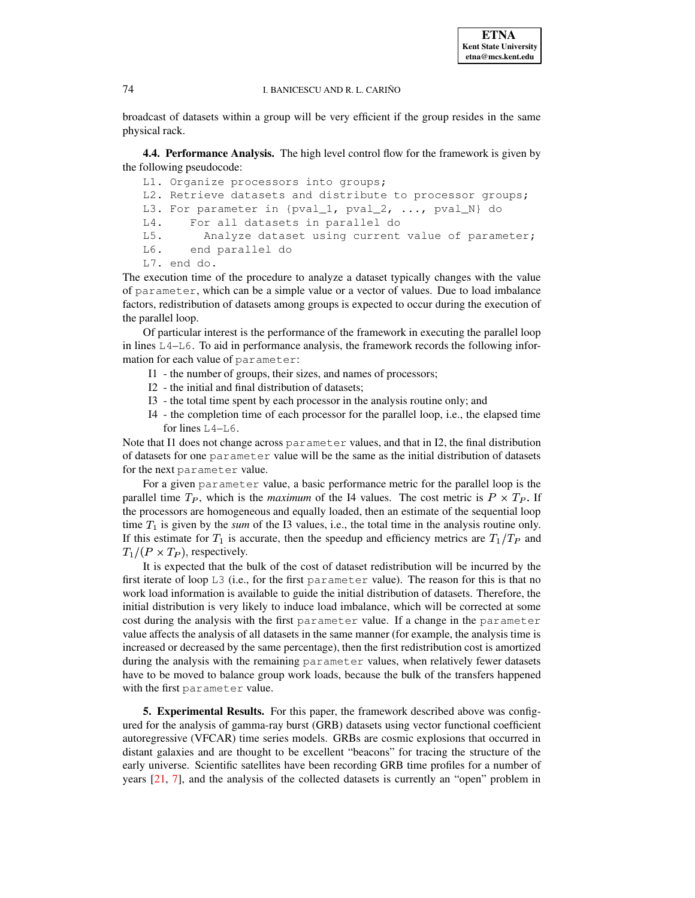broadcast of datasets within a group will be very efficient if the group resides in the same physical rack.

**4.4. Performance Analysis.** The high level control flow for the framework is given by the following pseudocode:

```
L1. Organize processors into groups;
L2. Retrieve datasets and distribute to processor groups;
L3. For parameter in {pval_1, pval_2, ..., pval_N} do
L4.    For all datasets in parallel do
L5.      Analyze dataset using current value of parameter;
L6.    end parallel do
L7. end do.
```

The execution time of the procedure to analyze a dataset typically changes with the value of `parameter`, which can be a simple value or a vector of values. Due to load imbalance factors, redistribution of datasets among groups is expected to occur during the execution of the parallel loop.

Of particular interest is the performance of the framework in executing the parallel loop in lines `L4`–`L6`. To aid in performance analysis, the framework records the following information for each value of `parameter`:

- I1 - the number of groups, their sizes, and names of processors;
- I2 - the initial and final distribution of datasets;
- I3 - the total time spent by each processor in the analysis routine only; and
- I4 - the completion time of each processor for the parallel loop, i.e., the elapsed time for lines `L4`–`L6`.

Note that I1 does not change across `parameter` values, and that in I2, the final distribution of datasets for one `parameter` value will be the same as the initial distribution of datasets for the next `parameter` value.

For a given `parameter` value, a basic performance metric for the parallel loop is the parallel time $T_P$, which is the *maximum* of the I4 values. The cost metric is $P \times T_P$. If the processors are homogeneous and equally loaded, then an estimate of the sequential loop time $T_1$ is given by the *sum* of the I3 values, i.e., the total time in the analysis routine only. If this estimate for $T_1$ is accurate, then the speedup and efficiency metrics are $T_1/T_P$ and $T_1/(P \times T_P)$, respectively.

It is expected that the bulk of the cost of dataset redistribution will be incurred by the first iterate of loop `L3` (i.e., for the first `parameter` value). The reason for this is that no work load information is available to guide the initial distribution of datasets. Therefore, the initial distribution is very likely to induce load imbalance, which will be corrected at some cost during the analysis with the first `parameter` value. If a change in the `parameter` value affects the analysis of all datasets in the same manner (for example, the analysis time is increased or decreased by the same percentage), then the first redistribution cost is amortized during the analysis with the remaining `parameter` values, when relatively fewer datasets have to be moved to balance group work loads, because the bulk of the transfers happened with the first `parameter` value.

**5. Experimental Results.** For this paper, the framework described above was configured for the analysis of gamma-ray burst (GRB) datasets using vector functional coefficient autoregressive (VFCAR) time series models. GRBs are cosmic explosions that occurred in distant galaxies and are thought to be excellent "beacons" for tracing the structure of the early universe. Scientific satellites have been recording GRB time profiles for a number of years [21, 7], and the analysis of the collected datasets is currently an "open" problem in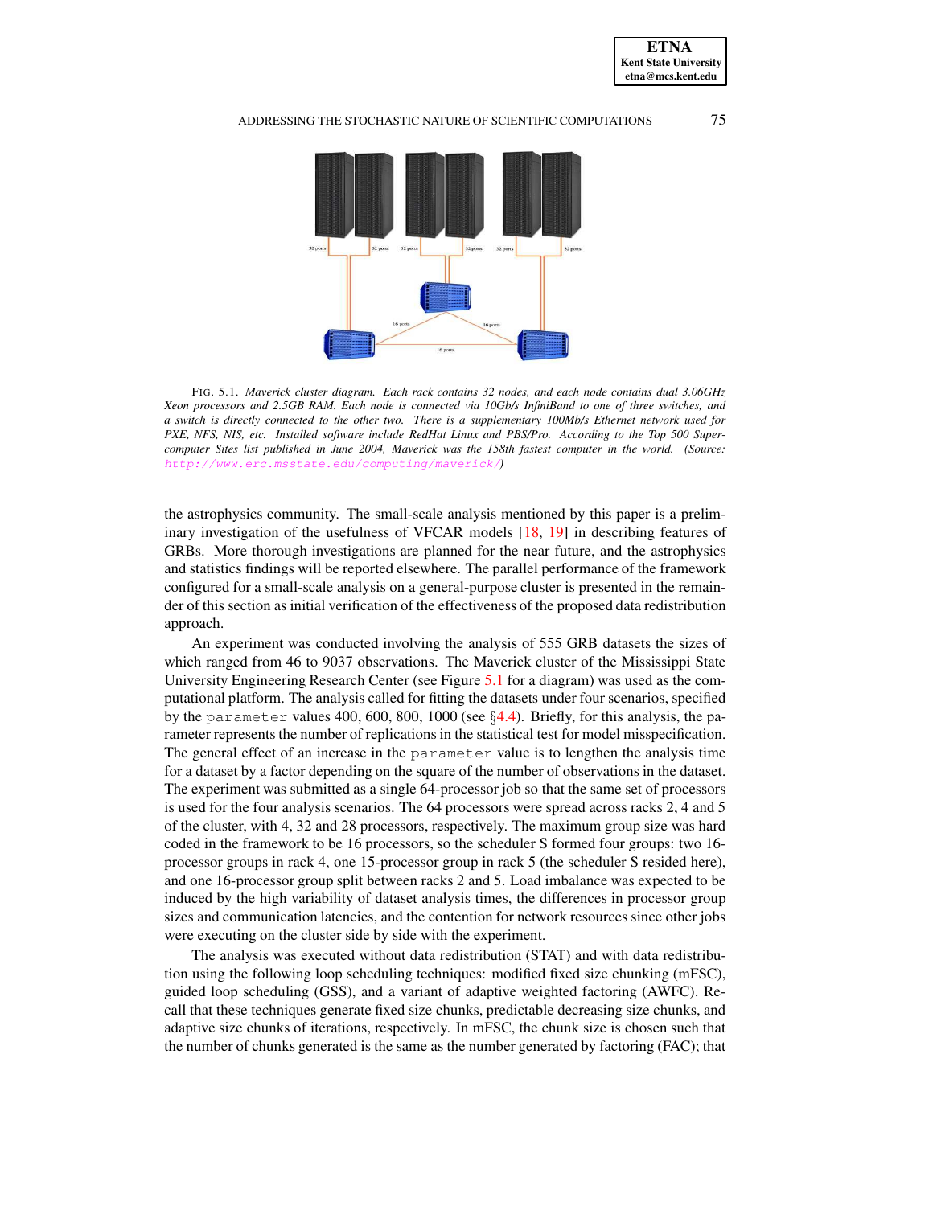FIG. 5.1. *Maverick cluster diagram. Each rack contains 32 nodes, and each node contains dual 3.06GHz Xeon processors and 2.5GB RAM. Each node is connected via 10Gb/s InfiniBand to one of three switches, and a switch is directly connected to the other two. There is a supplementary 100Mb/s Ethernet network used for PXE, NFS, NIS, etc. Installed software include RedHat Linux and PBS/Pro. According to the Top 500 Supercomputer Sites list published in June 2004, Maverick was the 158th fastest computer in the world. (Source: http://www.erc.msstate.edu/computing/maverick/)*

the astrophysics community. The small-scale analysis mentioned by this paper is a preliminary investigation of the usefulness of VFCAR models [18, 19] in describing features of GRBs. More thorough investigations are planned for the near future, and the astrophysics and statistics findings will be reported elsewhere. The parallel performance of the framework configured for a small-scale analysis on a general-purpose cluster is presented in the remainder of this section as initial verification of the effectiveness of the proposed data redistribution approach.

An experiment was conducted involving the analysis of 555 GRB datasets the sizes of which ranged from 46 to 9037 observations. The Maverick cluster of the Mississippi State University Engineering Research Center (see Figure 5.1 for a diagram) was used as the computational platform. The analysis called for fitting the datasets under four scenarios, specified by the `parameter` values 400, 600, 800, 1000 (see §4.4). Briefly, for this analysis, the parameter represents the number of replications in the statistical test for model misspecification. The general effect of an increase in the `parameter` value is to lengthen the analysis time for a dataset by a factor depending on the square of the number of observations in the dataset. The experiment was submitted as a single 64-processor job so that the same set of processors is used for the four analysis scenarios. The 64 processors were spread across racks 2, 4 and 5 of the cluster, with 4, 32 and 28 processors, respectively. The maximum group size was hard coded in the framework to be 16 processors, so the scheduler S formed four groups: two 16-processor groups in rack 4, one 15-processor group in rack 5 (the scheduler S resided here), and one 16-processor group split between racks 2 and 5. Load imbalance was expected to be induced by the high variability of dataset analysis times, the differences in processor group sizes and communication latencies, and the contention for network resources since other jobs were executing on the cluster side by side with the experiment.

The analysis was executed without data redistribution (STAT) and with data redistribution using the following loop scheduling techniques: modified fixed size chunking (mFSC), guided loop scheduling (GSS), and a variant of adaptive weighted factoring (AWFC). Recall that these techniques generate fixed size chunks, predictable decreasing size chunks, and adaptive size chunks of iterations, respectively. In mFSC, the chunk size is chosen such that the number of chunks generated is the same as the number generated by factoring (FAC); that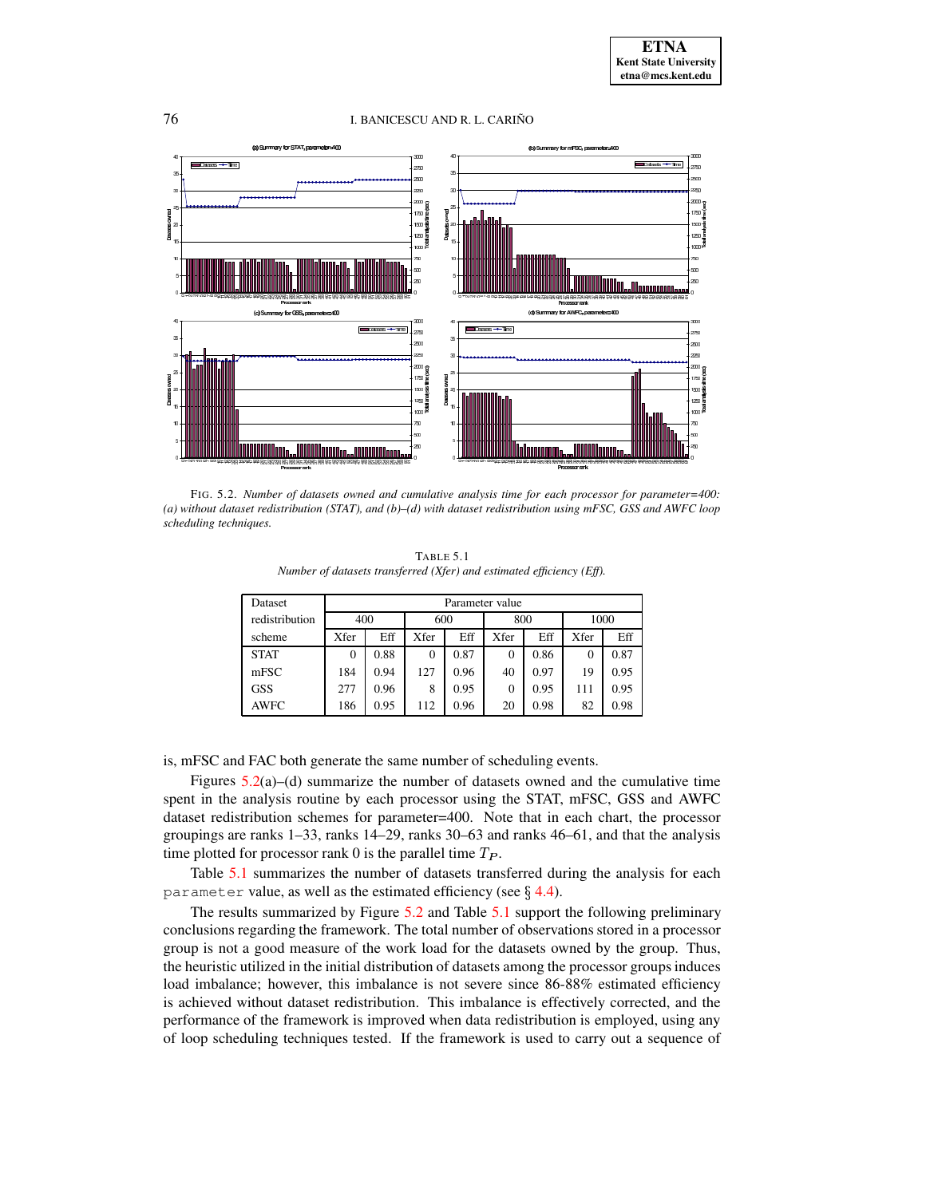FIG. 5.2. *Number of datasets owned and cumulative analysis time for each processor for parameter=400: (a) without dataset redistribution (STAT), and (b)–(d) with dataset redistribution using mFSC, GSS and AWFC loop scheduling techniques.*

TABLE 5.1
*Number of datasets transferred (Xfer) and estimated efficiency (Eff).*

| Dataset redistribution scheme | Parameter value | | | | | | | |
|---|---|---|---|---|---|---|---|---|
| | 400 | | 600 | | 800 | | 1000 | |
| | Xfer | Eff | Xfer | Eff | Xfer | Eff | Xfer | Eff |
| STAT | 0 | 0.88 | 0 | 0.87 | 0 | 0.86 | 0 | 0.87 |
| mFSC | 184 | 0.94 | 127 | 0.96 | 40 | 0.97 | 19 | 0.95 |
| GSS | 277 | 0.96 | 8 | 0.95 | 0 | 0.95 | 111 | 0.95 |
| AWFC | 186 | 0.95 | 112 | 0.96 | 20 | 0.98 | 82 | 0.98 |

is, mFSC and FAC both generate the same number of scheduling events.

Figures 5.2(a)–(d) summarize the number of datasets owned and the cumulative time spent in the analysis routine by each processor using the STAT, mFSC, GSS and AWFC dataset redistribution schemes for parameter=400. Note that in each chart, the processor groupings are ranks 1–33, ranks 14–29, ranks 30–63 and ranks 46–61, and that the analysis time plotted for processor rank 0 is the parallel time $T_P$.

Table 5.1 summarizes the number of datasets transferred during the analysis for each `parameter` value, as well as the estimated efficiency (see § 4.4).

The results summarized by Figure 5.2 and Table 5.1 support the following preliminary conclusions regarding the framework. The total number of observations stored in a processor group is not a good measure of the work load for the datasets owned by the group. Thus, the heuristic utilized in the initial distribution of datasets among the processor groups induces load imbalance; however, this imbalance is not severe since 86-88% estimated efficiency is achieved without dataset redistribution. This imbalance is effectively corrected, and the performance of the framework is improved when data redistribution is employed, using any of loop scheduling techniques tested. If the framework is used to carry out a sequence of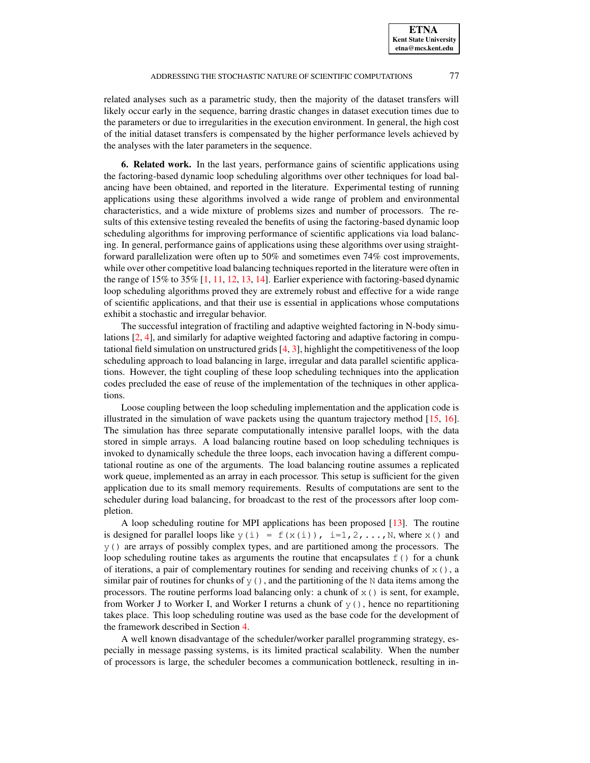related analyses such as a parametric study, then the majority of the dataset transfers will likely occur early in the sequence, barring drastic changes in dataset execution times due to the parameters or due to irregularities in the execution environment. In general, the high cost of the initial dataset transfers is compensated by the higher performance levels achieved by the analyses with the later parameters in the sequence.

## 6. Related work.

In the last years, performance gains of scientific applications using the factoring-based dynamic loop scheduling algorithms over other techniques for load balancing have been obtained, and reported in the literature. Experimental testing of running applications using these algorithms involved a wide range of problem and environmental characteristics, and a wide mixture of problems sizes and number of processors. The results of this extensive testing revealed the benefits of using the factoring-based dynamic loop scheduling algorithms for improving performance of scientific applications via load balancing. In general, performance gains of applications using these algorithms over using straightforward parallelization were often up to 50% and sometimes even 74% cost improvements, while over other competitive load balancing techniques reported in the literature were often in the range of 15% to 35% [1, 11, 12, 13, 14]. Earlier experience with factoring-based dynamic loop scheduling algorithms proved they are extremely robust and effective for a wide range of scientific applications, and that their use is essential in applications whose computations exhibit a stochastic and irregular behavior.

The successful integration of fractiling and adaptive weighted factoring in N-body simulations [2, 4], and similarly for adaptive weighted factoring and adaptive factoring in computational field simulation on unstructured grids [4, 3], highlight the competitiveness of the loop scheduling approach to load balancing in large, irregular and data parallel scientific applications. However, the tight coupling of these loop scheduling techniques into the application codes precluded the ease of reuse of the implementation of the techniques in other applications.

Loose coupling between the loop scheduling implementation and the application code is illustrated in the simulation of wave packets using the quantum trajectory method [15, 16]. The simulation has three separate computationally intensive parallel loops, with the data stored in simple arrays. A load balancing routine based on loop scheduling techniques is invoked to dynamically schedule the three loops, each invocation having a different computational routine as one of the arguments. The load balancing routine assumes a replicated work queue, implemented as an array in each processor. This setup is sufficient for the given application due to its small memory requirements. Results of computations are sent to the scheduler during load balancing, for broadcast to the rest of the processors after loop completion.

A loop scheduling routine for MPI applications has been proposed [13]. The routine is designed for parallel loops like `y(i) = f(x(i)), i=1,2,...,N`, where `x()` and `y()` are arrays of possibly complex types, and are partitioned among the processors. The loop scheduling routine takes as arguments the routine that encapsulates `f()` for a chunk of iterations, a pair of complementary routines for sending and receiving chunks of `x()`, a similar pair of routines for chunks of `y()`, and the partitioning of the `N` data items among the processors. The routine performs load balancing only: a chunk of `x()` is sent, for example, from Worker J to Worker I, and Worker I returns a chunk of `y()`, hence no repartitioning takes place. This loop scheduling routine was used as the base code for the development of the framework described in Section 4.

A well known disadvantage of the scheduler/worker parallel programming strategy, especially in message passing systems, is its limited practical scalability. When the number of processors is large, the scheduler becomes a communication bottleneck, resulting in in-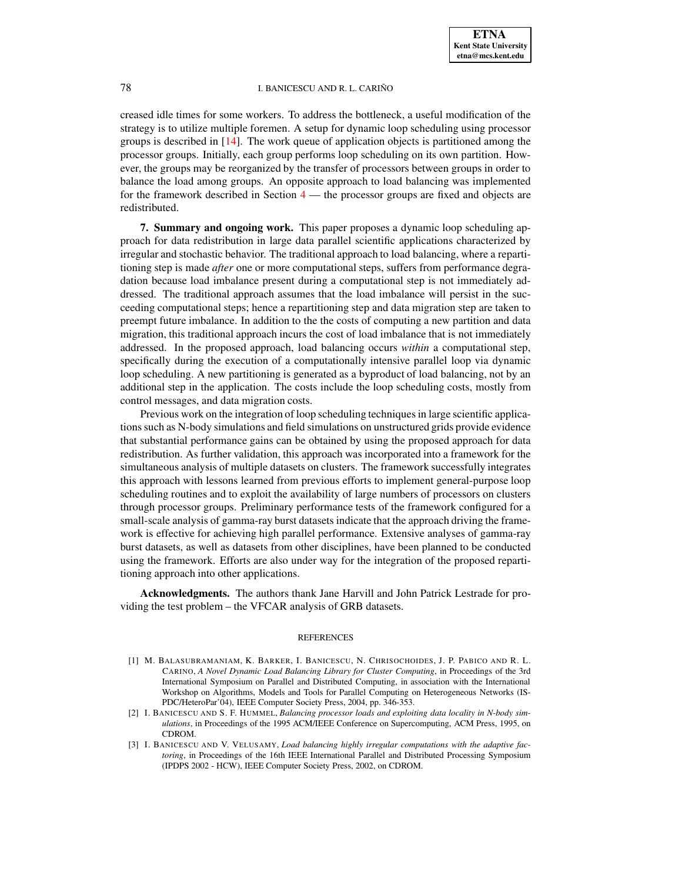creased idle times for some workers. To address the bottleneck, a useful modification of the strategy is to utilize multiple foremen. A setup for dynamic loop scheduling using processor groups is described in [14]. The work queue of application objects is partitioned among the processor groups. Initially, each group performs loop scheduling on its own partition. However, the groups may be reorganized by the transfer of processors between groups in order to balance the load among groups. An opposite approach to load balancing was implemented for the framework described in Section 4 — the processor groups are fixed and objects are redistributed.

**7. Summary and ongoing work.** This paper proposes a dynamic loop scheduling approach for data redistribution in large data parallel scientific applications characterized by irregular and stochastic behavior. The traditional approach to load balancing, where a repartitioning step is made *after* one or more computational steps, suffers from performance degradation because load imbalance present during a computational step is not immediately addressed. The traditional approach assumes that the load imbalance will persist in the succeeding computational steps; hence a repartitioning step and data migration step are taken to preempt future imbalance. In addition to the the costs of computing a new partition and data migration, this traditional approach incurs the cost of load imbalance that is not immediately addressed. In the proposed approach, load balancing occurs *within* a computational step, specifically during the execution of a computationally intensive parallel loop via dynamic loop scheduling. A new partitioning is generated as a byproduct of load balancing, not by an additional step in the application. The costs include the loop scheduling costs, mostly from control messages, and data migration costs.

Previous work on the integration of loop scheduling techniques in large scientific applications such as N-body simulations and field simulations on unstructured grids provide evidence that substantial performance gains can be obtained by using the proposed approach for data redistribution. As further validation, this approach was incorporated into a framework for the simultaneous analysis of multiple datasets on clusters. The framework successfully integrates this approach with lessons learned from previous efforts to implement general-purpose loop scheduling routines and to exploit the availability of large numbers of processors on clusters through processor groups. Preliminary performance tests of the framework configured for a small-scale analysis of gamma-ray burst datasets indicate that the approach driving the framework is effective for achieving high parallel performance. Extensive analyses of gamma-ray burst datasets, as well as datasets from other disciplines, have been planned to be conducted using the framework. Efforts are also under way for the integration of the proposed repartitioning approach into other applications.

**Acknowledgments.** The authors thank Jane Harvill and John Patrick Lestrade for providing the test problem – the VFCAR analysis of GRB datasets.

## REFERENCES

[1] M. Balasubramaniam, K. Barker, I. Banicescu, N. Chrisochoides, J. P. Pabico and R. L. Carino, *A Novel Dynamic Load Balancing Library for Cluster Computing*, in Proceedings of the 3rd International Symposium on Parallel and Distributed Computing, in association with the International Workshop on Algorithms, Models and Tools for Parallel Computing on Heterogeneous Networks (ISPDC/HeteroPar'04), IEEE Computer Society Press, 2004, pp. 346-353.

[2] I. Banicescu and S. F. Hummel, *Balancing processor loads and exploiting data locality in N-body simulations*, in Proceedings of the 1995 ACM/IEEE Conference on Supercomputing, ACM Press, 1995, on CDROM.

[3] I. Banicescu and V. Velusamy, *Load balancing highly irregular computations with the adaptive factoring*, in Proceedings of the 16th IEEE International Parallel and Distributed Processing Symposium (IPDPS 2002 - HCW), IEEE Computer Society Press, 2002, on CDROM.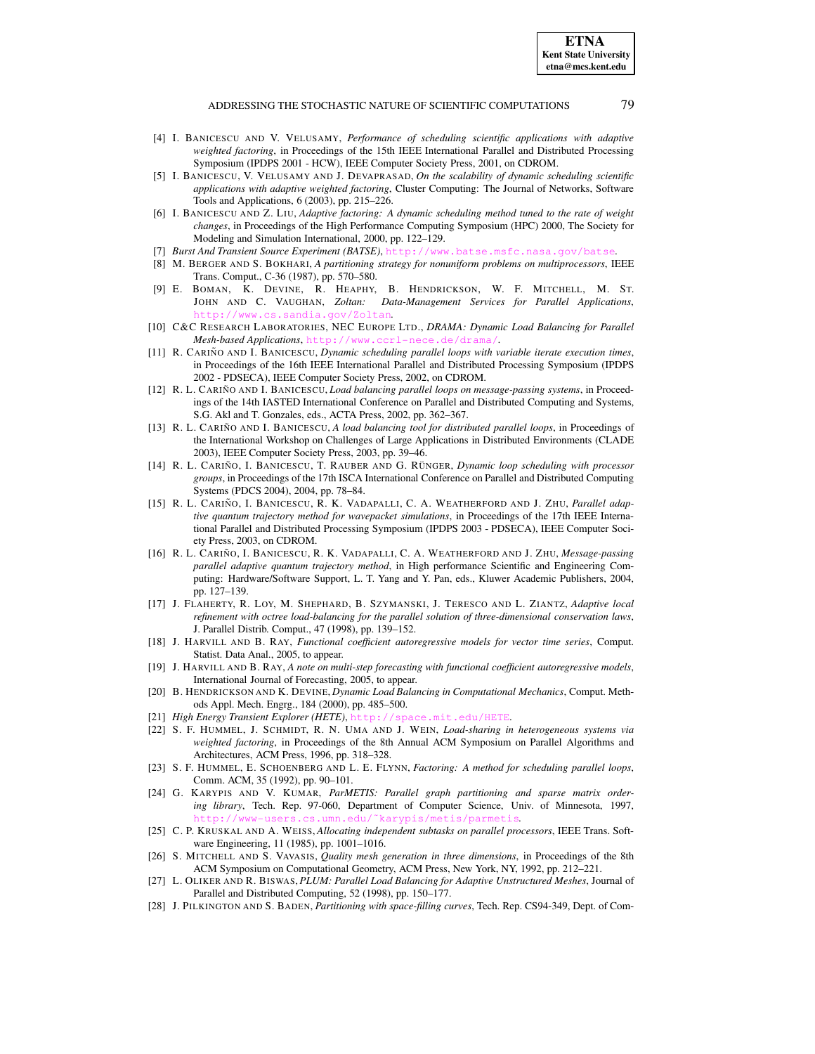- [4] I. Banicescu and V. Velusamy, *Performance of scheduling scientific applications with adaptive weighted factoring*, in Proceedings of the 15th IEEE International Parallel and Distributed Processing Symposium (IPDPS 2001 - HCW), IEEE Computer Society Press, 2001, on CDROM.
- [5] I. Banicescu, V. Velusamy and J. Devaprasad, *On the scalability of dynamic scheduling scientific applications with adaptive weighted factoring*, Cluster Computing: The Journal of Networks, Software Tools and Applications, 6 (2003), pp. 215–226.
- [6] I. Banicescu and Z. Liu, *Adaptive factoring: A dynamic scheduling method tuned to the rate of weight changes*, in Proceedings of the High Performance Computing Symposium (HPC) 2000, The Society for Modeling and Simulation International, 2000, pp. 122–129.
- [7] *Burst And Transient Source Experiment (BATSE)*, http://www.batse.msfc.nasa.gov/batse.
- [8] M. Berger and S. Bokhari, *A partitioning strategy for nonuniform problems on multiprocessors*, IEEE Trans. Comput., C-36 (1987), pp. 570–580.
- [9] E. Boman, K. Devine, R. Heaphy, B. Hendrickson, W. F. Mitchell, M. St. John and C. Vaughan, *Zoltan: Data-Management Services for Parallel Applications*, http://www.cs.sandia.gov/Zoltan.
- [10] C&C Research Laboratories, NEC Europe Ltd., *DRAMA: Dynamic Load Balancing for Parallel Mesh-based Applications*, http://www.ccrl-nece.de/drama/.
- [11] R. Cariño and I. Banicescu, *Dynamic scheduling parallel loops with variable iterate execution times*, in Proceedings of the 16th IEEE International Parallel and Distributed Processing Symposium (IPDPS 2002 - PDSECA), IEEE Computer Society Press, 2002, on CDROM.
- [12] R. L. Cariño and I. Banicescu, *Load balancing parallel loops on message-passing systems*, in Proceedings of the 14th IASTED International Conference on Parallel and Distributed Computing and Systems, S.G. Akl and T. Gonzales, eds., ACTA Press, 2002, pp. 362–367.
- [13] R. L. Cariño and I. Banicescu, *A load balancing tool for distributed parallel loops*, in Proceedings of the International Workshop on Challenges of Large Applications in Distributed Environments (CLADE 2003), IEEE Computer Society Press, 2003, pp. 39–46.
- [14] R. L. Cariño, I. Banicescu, T. Rauber and G. Rünger, *Dynamic loop scheduling with processor groups*, in Proceedings of the 17th ISCA International Conference on Parallel and Distributed Computing Systems (PDCS 2004), 2004, pp. 78–84.
- [15] R. L. Cariño, I. Banicescu, R. K. Vadapalli, C. A. Weatherford and J. Zhu, *Parallel adaptive quantum trajectory method for wavepacket simulations*, in Proceedings of the 17th IEEE International Parallel and Distributed Processing Symposium (IPDPS 2003 - PDSECA), IEEE Computer Society Press, 2003, on CDROM.
- [16] R. L. Cariño, I. Banicescu, R. K. Vadapalli, C. A. Weatherford and J. Zhu, *Message-passing parallel adaptive quantum trajectory method*, in High performance Scientific and Engineering Computing: Hardware/Software Support, L. T. Yang and Y. Pan, eds., Kluwer Academic Publishers, 2004, pp. 127–139.
- [17] J. Flaherty, R. Loy, M. Shephard, B. Szymanski, J. Teresco and L. Ziantz, *Adaptive local refinement with octree load-balancing for the parallel solution of three-dimensional conservation laws*, J. Parallel Distrib. Comput., 47 (1998), pp. 139–152.
- [18] J. Harvill and B. Ray, *Functional coefficient autoregressive models for vector time series*, Comput. Statist. Data Anal., 2005, to appear.
- [19] J. Harvill and B. Ray, *A note on multi-step forecasting with functional coefficient autoregressive models*, International Journal of Forecasting, 2005, to appear.
- [20] B. Hendrickson and K. Devine, *Dynamic Load Balancing in Computational Mechanics*, Comput. Methods Appl. Mech. Engrg., 184 (2000), pp. 485–500.
- [21] *High Energy Transient Explorer (HETE)*, http://space.mit.edu/HETE.
- [22] S. F. Hummel, J. Schmidt, R. N. Uma and J. Wein, *Load-sharing in heterogeneous systems via weighted factoring*, in Proceedings of the 8th Annual ACM Symposium on Parallel Algorithms and Architectures, ACM Press, 1996, pp. 318–328.
- [23] S. F. Hummel, E. Schoenberg and L. E. Flynn, *Factoring: A method for scheduling parallel loops*, Comm. ACM, 35 (1992), pp. 90–101.
- [24] G. Karypis and V. Kumar, *ParMETIS: Parallel graph partitioning and sparse matrix ordering library*, Tech. Rep. 97-060, Department of Computer Science, Univ. of Minnesota, 1997, http://www-users.cs.umn.edu/~karypis/metis/parmetis.
- [25] C. P. Kruskal and A. Weiss, *Allocating independent subtasks on parallel processors*, IEEE Trans. Software Engineering, 11 (1985), pp. 1001–1016.
- [26] S. Mitchell and S. Vavasis, *Quality mesh generation in three dimensions*, in Proceedings of the 8th ACM Symposium on Computational Geometry, ACM Press, New York, NY, 1992, pp. 212–221.
- [27] L. Oliker and R. Biswas, *PLUM: Parallel Load Balancing for Adaptive Unstructured Meshes*, Journal of Parallel and Distributed Computing, 52 (1998), pp. 150–177.
- [28] J. Pilkington and S. Baden, *Partitioning with space-filling curves*, Tech. Rep. CS94-349, Dept. of Com-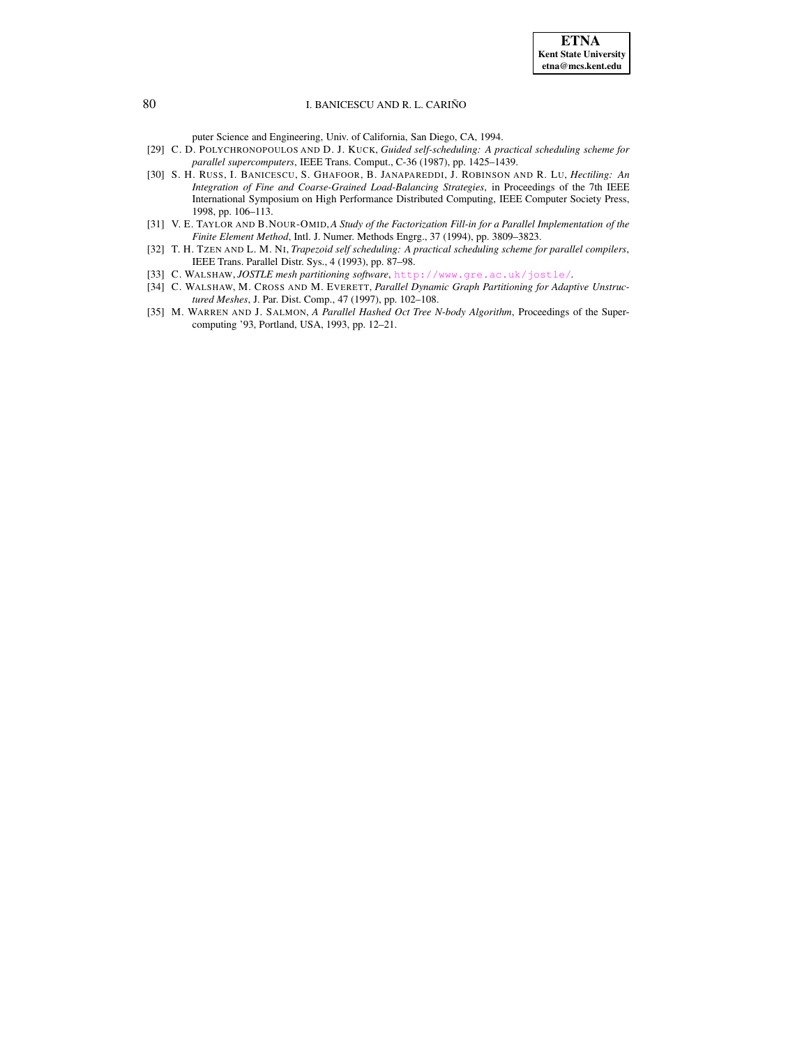puter Science and Engineering, Univ. of California, San Diego, CA, 1994.

[29] C. D. POLYCHRONOPOULOS AND D. J. KUCK, *Guided self-scheduling: A practical scheduling scheme for parallel supercomputers*, IEEE Trans. Comput., C-36 (1987), pp. 1425–1439.

[30] S. H. RUSS, I. BANICESCU, S. GHAFOOR, B. JANAPAREDDI, J. ROBINSON AND R. LU, *Hectiling: An Integration of Fine and Coarse-Grained Load-Balancing Strategies*, in Proceedings of the 7th IEEE International Symposium on High Performance Distributed Computing, IEEE Computer Society Press, 1998, pp. 106–113.

[31] V. E. TAYLOR AND B.NOUR-OMID, *A Study of the Factorization Fill-in for a Parallel Implementation of the Finite Element Method*, Intl. J. Numer. Methods Engrg., 37 (1994), pp. 3809–3823.

[32] T. H. TZEN AND L. M. NI, *Trapezoid self scheduling: A practical scheduling scheme for parallel compilers*, IEEE Trans. Parallel Distr. Sys., 4 (1993), pp. 87–98.

[33] C. WALSHAW, *JOSTLE mesh partitioning software*, http://www.gre.ac.uk/jostle/.

[34] C. WALSHAW, M. CROSS AND M. EVERETT, *Parallel Dynamic Graph Partitioning for Adaptive Unstructured Meshes*, J. Par. Dist. Comp., 47 (1997), pp. 102–108.

[35] M. WARREN AND J. SALMON, *A Parallel Hashed Oct Tree N-body Algorithm*, Proceedings of the Supercomputing '93, Portland, USA, 1993, pp. 12–21.